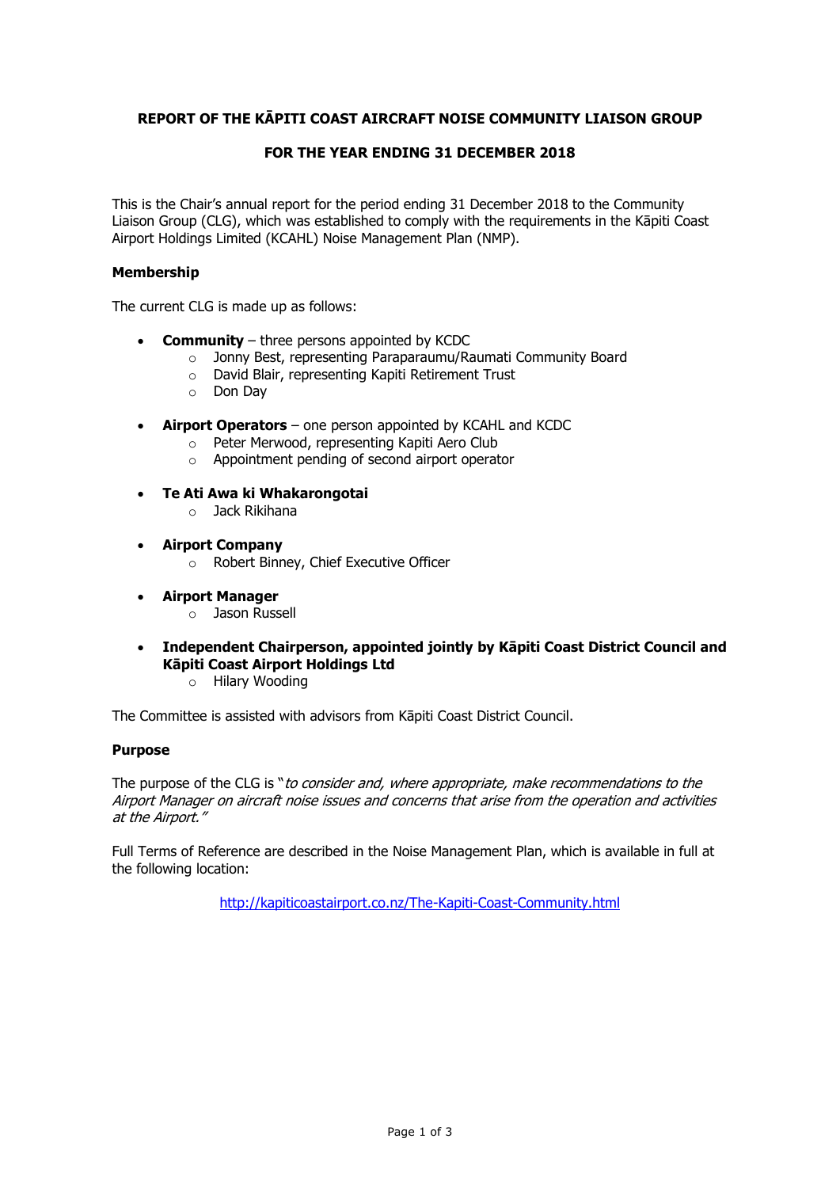# REPORT OF THE KĀPITI COAST AIRCRAFT NOISE COMMUNITY LIAISON GROUP

## FOR THE YEAR ENDING 31 DECEMBER 2018

This is the Chair's annual report for the period ending 31 December 2018 to the Community Liaison Group (CLG), which was established to comply with the requirements in the Kāpiti Coast Airport Holdings Limited (KCAHL) Noise Management Plan (NMP).

### Membership

The current CLG is made up as follows:

- **Community** – three persons appointed by KCDC
  - Jonny Best, representing Paraparaumu/Raumati Community Board
  - David Blair, representing Kapiti Retirement Trust
  - Don Day
- **Airport Operators** – one person appointed by KCAHL and KCDC
  - Peter Merwood, representing Kapiti Aero Club
  - Appointment pending of second airport operator
- **Te Ati Awa ki Whakarongotai**
  - Jack Rikihana
- **Airport Company**
  - Robert Binney, Chief Executive Officer
- **Airport Manager**
  - Jason Russell
- **Independent Chairperson, appointed jointly by Kāpiti Coast District Council and Kāpiti Coast Airport Holdings Ltd**
  - Hilary Wooding

The Committee is assisted with advisors from Kāpiti Coast District Council.

### Purpose

The purpose of the CLG is "*to consider and, where appropriate, make recommendations to the Airport Manager on aircraft noise issues and concerns that arise from the operation and activities at the Airport.*"

Full Terms of Reference are described in the Noise Management Plan, which is available in full at the following location:

http://kapiticoastairport.co.nz/The-Kapiti-Coast-Community.html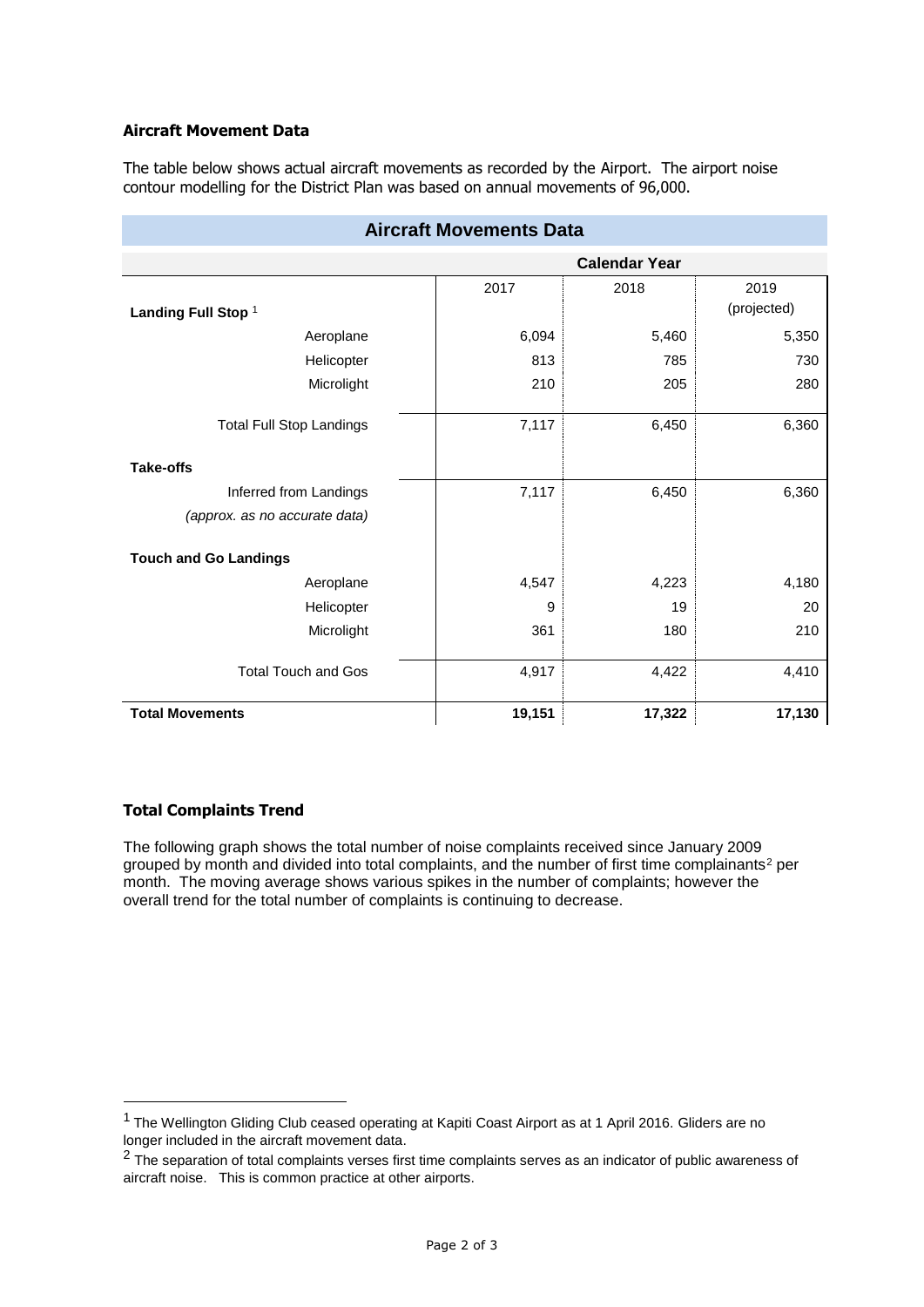### Aircraft Movement Data

The table below shows actual aircraft movements as recorded by the Airport. The airport noise contour modelling for the District Plan was based on annual movements of 96,000.

| Aircraft Movements Data | | | |
|---|---|---|---|
| | Calendar Year | | |
| | 2017 | 2018 | 2019 (projected) |
| **Landing Full Stop** [1] | | | |
| Aeroplane | 6,094 | 5,460 | 5,350 |
| Helicopter | 813 | 785 | 730 |
| Microlight | 210 | 205 | 280 |
| Total Full Stop Landings | 7,117 | 6,450 | 6,360 |
| **Take-offs** | | | |
| Inferred from Landings *(approx. as no accurate data)* | 7,117 | 6,450 | 6,360 |
| **Touch and Go Landings** | | | |
| Aeroplane | 4,547 | 4,223 | 4,180 |
| Helicopter | 9 | 19 | 20 |
| Microlight | 361 | 180 | 210 |
| Total Touch and Gos | 4,917 | 4,422 | 4,410 |
| **Total Movements** | **19,151** | **17,322** | **17,130** |

### Total Complaints Trend

The following graph shows the total number of noise complaints received since January 2009 grouped by month and divided into total complaints, and the number of first time complainants[2] per month. The moving average shows various spikes in the number of complaints; however the overall trend for the total number of complaints is continuing to decrease.

[1] The Wellington Gliding Club ceased operating at Kapiti Coast Airport as at 1 April 2016. Gliders are no longer included in the aircraft movement data.

[2] The separation of total complaints verses first time complaints serves as an indicator of public awareness of aircraft noise. This is common practice at other airports.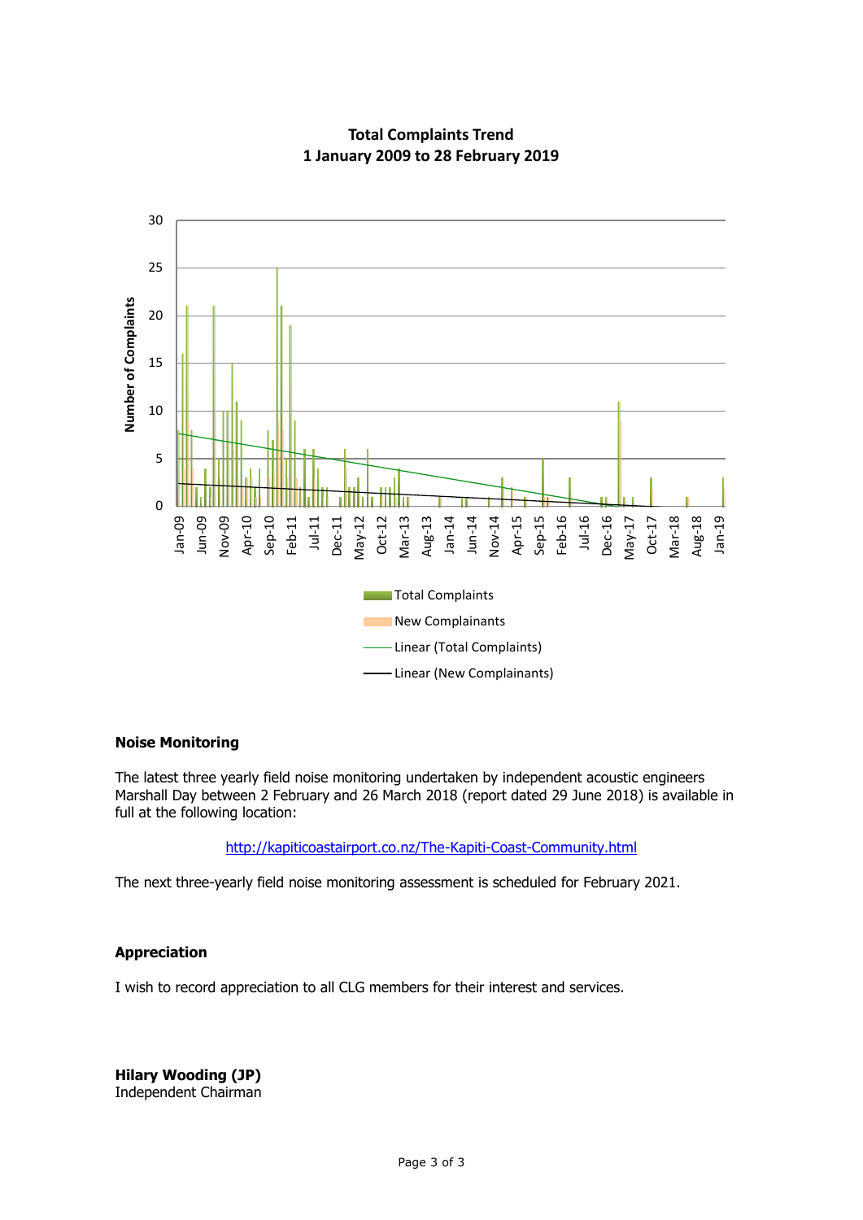**Total Complaints Trend**
**1 January 2009 to 28 February 2019**

30
25
20
15
10
5
0

Number of Complaints

Jan-09
Jun-09
Nov-09
Apr-10
Sep-10
Feb-11
Jul-11
Dec-11
May-12
Oct-12
Mar-13
Aug-13
Jan-14
Jun-14
Nov-14
Apr-15
Sep-15
Feb-16
Jul-16
Dec-16
May-17
Oct-17
Mar-18
Aug-18
Jan-19

Total Complaints
New Complainants
Linear (Total Complaints)
Linear (New Complainants)

**Noise Monitoring**

The latest three yearly field noise monitoring undertaken by independent acoustic engineers Marshall Day between 2 February and 26 March 2018 (report dated 29 June 2018) is available in full at the following location:

http://kapiticoastairport.co.nz/The-Kapiti-Coast-Community.html

The next three-yearly field noise monitoring assessment is scheduled for February 2021.

**Appreciation**

I wish to record appreciation to all CLG members for their interest and services.

**Hilary Wooding (JP)**
Independent Chairman